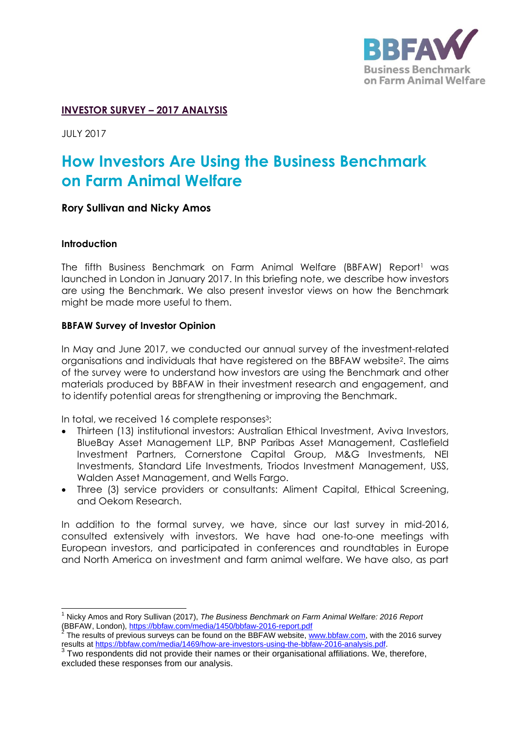BBFAW
Business Benchmark on Farm Animal Welfare

**INVESTOR SURVEY – 2017 ANALYSIS**

JULY 2017

# How Investors Are Using the Business Benchmark on Farm Animal Welfare

**Rory Sullivan and Nicky Amos**

### Introduction

The fifth Business Benchmark on Farm Animal Welfare (BBFAW) Report[1] was launched in London in January 2017. In this briefing note, we describe how investors are using the Benchmark. We also present investor views on how the Benchmark might be made more useful to them.

### BBFAW Survey of Investor Opinion

In May and June 2017, we conducted our annual survey of the investment-related organisations and individuals that have registered on the BBFAW website[2]. The aims of the survey were to understand how investors are using the Benchmark and other materials produced by BBFAW in their investment research and engagement, and to identify potential areas for strengthening or improving the Benchmark.

In total, we received 16 complete responses[3]:

- Thirteen (13) institutional investors: Australian Ethical Investment, Aviva Investors, BlueBay Asset Management LLP, BNP Paribas Asset Management, Castlefield Investment Partners, Cornerstone Capital Group, M&G Investments, NEI Investments, Standard Life Investments, Triodos Investment Management, USS, Walden Asset Management, and Wells Fargo.
- Three (3) service providers or consultants: Aliment Capital, Ethical Screening, and Oekom Research.

In addition to the formal survey, we have, since our last survey in mid-2016, consulted extensively with investors. We have had one-to-one meetings with European investors, and participated in conferences and roundtables in Europe and North America on investment and farm animal welfare. We have also, as part

---

[1] Nicky Amos and Rory Sullivan (2017), *The Business Benchmark on Farm Animal Welfare: 2016 Report* (BBFAW, London), https://bbfaw.com/media/1450/bbfaw-2016-report.pdf

[2] The results of previous surveys can be found on the BBFAW website, www.bbfaw.com, with the 2016 survey results at https://bbfaw.com/media/1469/how-are-investors-using-the-bbfaw-2016-analysis.pdf.

[3] Two respondents did not provide their names or their organisational affiliations. We, therefore, excluded these responses from our analysis.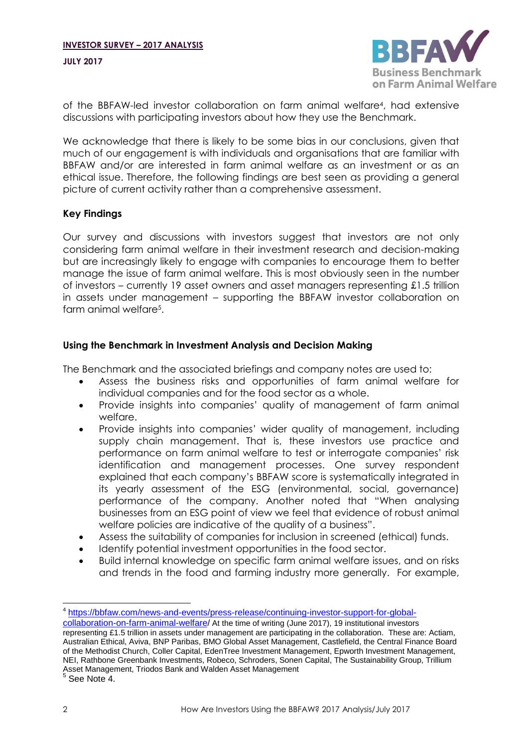of the BBFAW-led investor collaboration on farm animal welfare[4], had extensive discussions with participating investors about how they use the Benchmark.

We acknowledge that there is likely to be some bias in our conclusions, given that much of our engagement is with individuals and organisations that are familiar with BBFAW and/or are interested in farm animal welfare as an investment or as an ethical issue. Therefore, the following findings are best seen as providing a general picture of current activity rather than a comprehensive assessment.

**Key Findings**

Our survey and discussions with investors suggest that investors are not only considering farm animal welfare in their investment research and decision-making but are increasingly likely to engage with companies to encourage them to better manage the issue of farm animal welfare. This is most obviously seen in the number of investors – currently 19 asset owners and asset managers representing £1.5 trillion in assets under management – supporting the BBFAW investor collaboration on farm animal welfare[5].

**Using the Benchmark in Investment Analysis and Decision Making**

The Benchmark and the associated briefings and company notes are used to:

- Assess the business risks and opportunities of farm animal welfare for individual companies and for the food sector as a whole.
- Provide insights into companies' quality of management of farm animal welfare.
- Provide insights into companies' wider quality of management, including supply chain management. That is, these investors use practice and performance on farm animal welfare to test or interrogate companies' risk identification and management processes. One survey respondent explained that each company's BBFAW score is systematically integrated in its yearly assessment of the ESG (environmental, social, governance) performance of the company. Another noted that "When analysing businesses from an ESG point of view we feel that evidence of robust animal welfare policies are indicative of the quality of a business".
- Assess the suitability of companies for inclusion in screened (ethical) funds.
- Identify potential investment opportunities in the food sector.
- Build internal knowledge on specific farm animal welfare issues, and on risks and trends in the food and farming industry more generally. For example,

---

[4] https://bbfaw.com/news-and-events/press-release/continuing-investor-support-for-global-collaboration-on-farm-animal-welfare/ At the time of writing (June 2017), 19 institutional investors representing £1.5 trillion in assets under management are participating in the collaboration. These are: Actiam, Australian Ethical, Aviva, BNP Paribas, BMO Global Asset Management, Castlefield, the Central Finance Board of the Methodist Church, Coller Capital, EdenTree Investment Management, Epworth Investment Management, NEI, Rathbone Greenbank Investments, Robeco, Schroders, Sonen Capital, The Sustainability Group, Trillium Asset Management, Triodos Bank and Walden Asset Management

[5] See Note 4.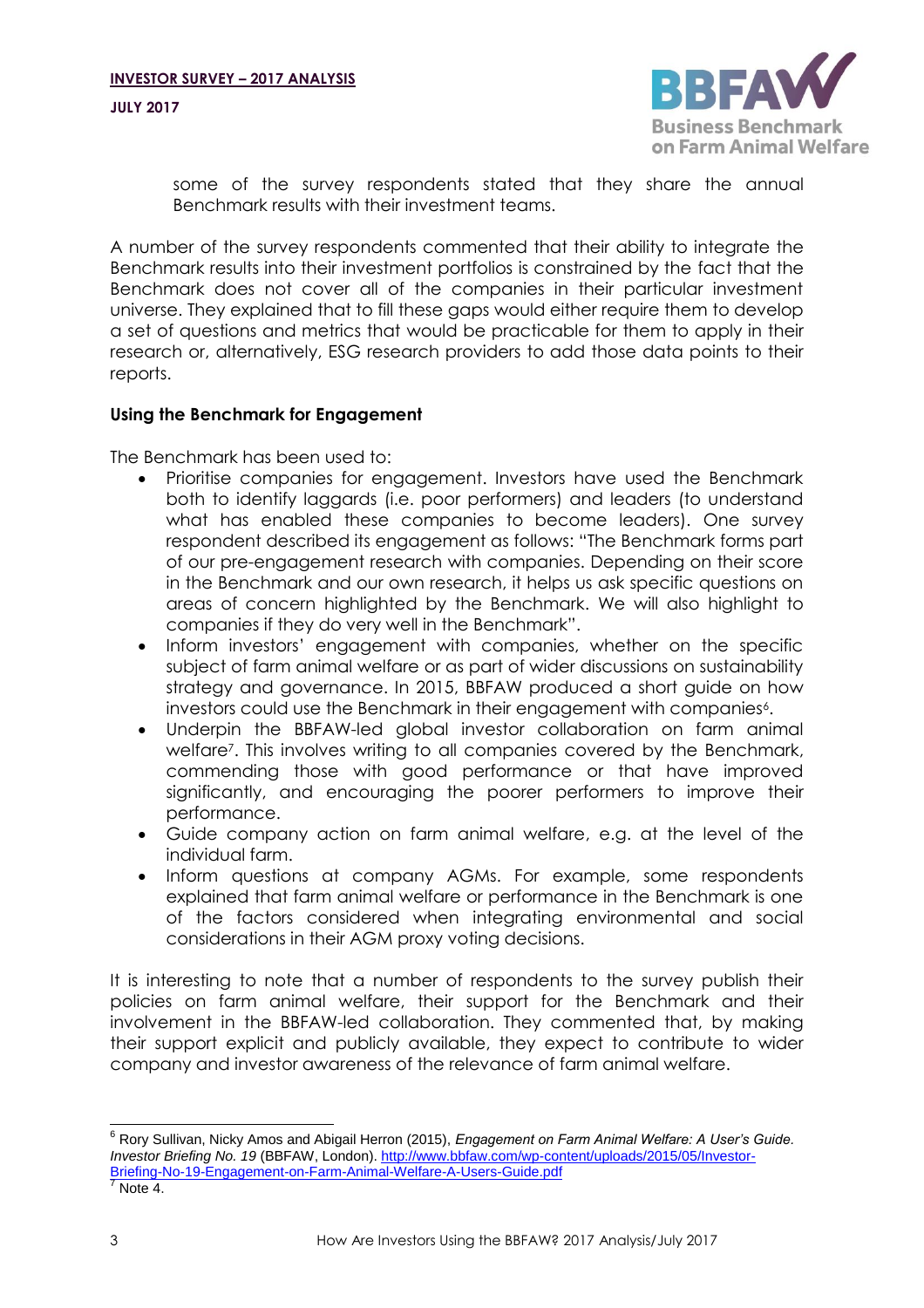some of the survey respondents stated that they share the annual Benchmark results with their investment teams.

A number of the survey respondents commented that their ability to integrate the Benchmark results into their investment portfolios is constrained by the fact that the Benchmark does not cover all of the companies in their particular investment universe. They explained that to fill these gaps would either require them to develop a set of questions and metrics that would be practicable for them to apply in their research or, alternatively, ESG research providers to add those data points to their reports.

**Using the Benchmark for Engagement**

The Benchmark has been used to:

- Prioritise companies for engagement. Investors have used the Benchmark both to identify laggards (i.e. poor performers) and leaders (to understand what has enabled these companies to become leaders). One survey respondent described its engagement as follows: "The Benchmark forms part of our pre-engagement research with companies. Depending on their score in the Benchmark and our own research, it helps us ask specific questions on areas of concern highlighted by the Benchmark. We will also highlight to companies if they do very well in the Benchmark".
- Inform investors' engagement with companies, whether on the specific subject of farm animal welfare or as part of wider discussions on sustainability strategy and governance. In 2015, BBFAW produced a short guide on how investors could use the Benchmark in their engagement with companies[6].
- Underpin the BBFAW-led global investor collaboration on farm animal welfare[7]. This involves writing to all companies covered by the Benchmark, commending those with good performance or that have improved significantly, and encouraging the poorer performers to improve their performance.
- Guide company action on farm animal welfare, e.g. at the level of the individual farm.
- Inform questions at company AGMs. For example, some respondents explained that farm animal welfare or performance in the Benchmark is one of the factors considered when integrating environmental and social considerations in their AGM proxy voting decisions.

It is interesting to note that a number of respondents to the survey publish their policies on farm animal welfare, their support for the Benchmark and their involvement in the BBFAW-led collaboration. They commented that, by making their support explicit and publicly available, they expect to contribute to wider company and investor awareness of the relevance of farm animal welfare.

---

[6] Rory Sullivan, Nicky Amos and Abigail Herron (2015), *Engagement on Farm Animal Welfare: A User's Guide. Investor Briefing No. 19* (BBFAW, London). http://www.bbfaw.com/wp-content/uploads/2015/05/Investor-Briefing-No-19-Engagement-on-Farm-Animal-Welfare-A-Users-Guide.pdf

[7] Note 4.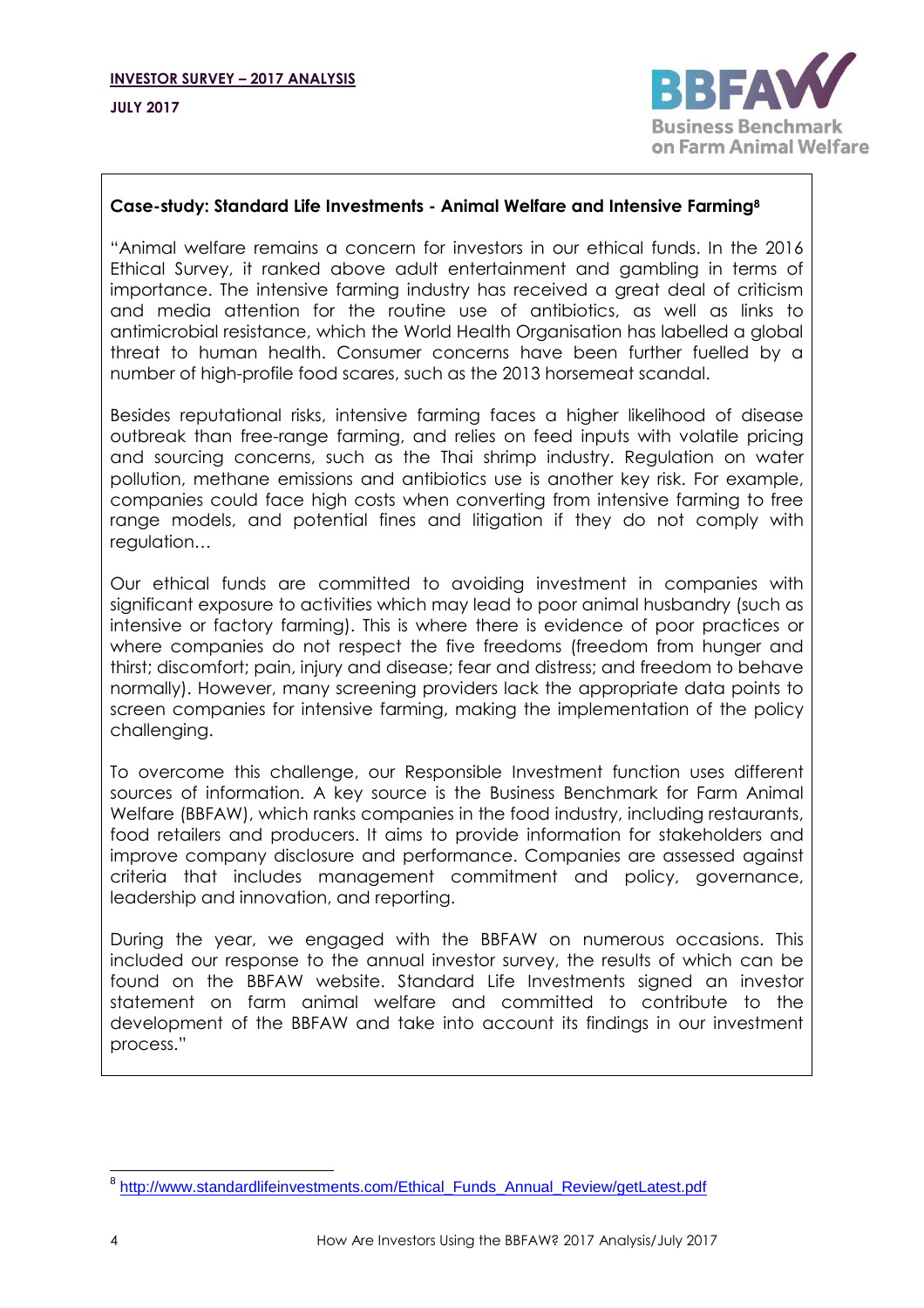### Case-study: Standard Life Investments - Animal Welfare and Intensive Farming[8]

"Animal welfare remains a concern for investors in our ethical funds. In the 2016 Ethical Survey, it ranked above adult entertainment and gambling in terms of importance. The intensive farming industry has received a great deal of criticism and media attention for the routine use of antibiotics, as well as links to antimicrobial resistance, which the World Health Organisation has labelled a global threat to human health. Consumer concerns have been further fuelled by a number of high-profile food scares, such as the 2013 horsemeat scandal.

Besides reputational risks, intensive farming faces a higher likelihood of disease outbreak than free-range farming, and relies on feed inputs with volatile pricing and sourcing concerns, such as the Thai shrimp industry. Regulation on water pollution, methane emissions and antibiotics use is another key risk. For example, companies could face high costs when converting from intensive farming to free range models, and potential fines and litigation if they do not comply with regulation…

Our ethical funds are committed to avoiding investment in companies with significant exposure to activities which may lead to poor animal husbandry (such as intensive or factory farming). This is where there is evidence of poor practices or where companies do not respect the five freedoms (freedom from hunger and thirst; discomfort; pain, injury and disease; fear and distress; and freedom to behave normally). However, many screening providers lack the appropriate data points to screen companies for intensive farming, making the implementation of the policy challenging.

To overcome this challenge, our Responsible Investment function uses different sources of information. A key source is the Business Benchmark for Farm Animal Welfare (BBFAW), which ranks companies in the food industry, including restaurants, food retailers and producers. It aims to provide information for stakeholders and improve company disclosure and performance. Companies are assessed against criteria that includes management commitment and policy, governance, leadership and innovation, and reporting.

During the year, we engaged with the BBFAW on numerous occasions. This included our response to the annual investor survey, the results of which can be found on the BBFAW website. Standard Life Investments signed an investor statement on farm animal welfare and committed to contribute to the development of the BBFAW and take into account its findings in our investment process."

---

[8] http://www.standardlifeinvestments.com/Ethical_Funds_Annual_Review/getLatest.pdf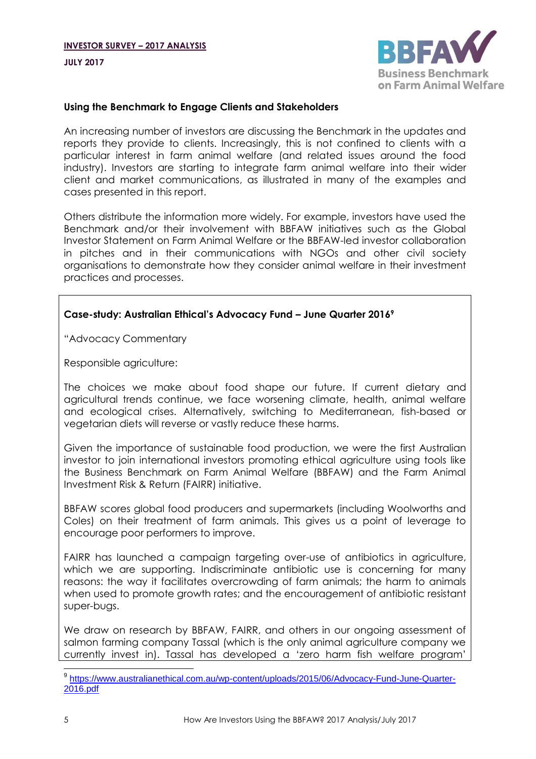### Using the Benchmark to Engage Clients and Stakeholders

An increasing number of investors are discussing the Benchmark in the updates and reports they provide to clients. Increasingly, this is not confined to clients with a particular interest in farm animal welfare (and related issues around the food industry). Investors are starting to integrate farm animal welfare into their wider client and market communications, as illustrated in many of the examples and cases presented in this report.

Others distribute the information more widely. For example, investors have used the Benchmark and/or their involvement with BBFAW initiatives such as the Global Investor Statement on Farm Animal Welfare or the BBFAW-led investor collaboration in pitches and in their communications with NGOs and other civil society organisations to demonstrate how they consider animal welfare in their investment practices and processes.

**Case-study: Australian Ethical's Advocacy Fund – June Quarter 2016**[9]

"Advocacy Commentary

Responsible agriculture:

The choices we make about food shape our future. If current dietary and agricultural trends continue, we face worsening climate, health, animal welfare and ecological crises. Alternatively, switching to Mediterranean, fish-based or vegetarian diets will reverse or vastly reduce these harms.

Given the importance of sustainable food production, we were the first Australian investor to join international investors promoting ethical agriculture using tools like the Business Benchmark on Farm Animal Welfare (BBFAW) and the Farm Animal Investment Risk & Return (FAIRR) initiative.

BBFAW scores global food producers and supermarkets (including Woolworths and Coles) on their treatment of farm animals. This gives us a point of leverage to encourage poor performers to improve.

FAIRR has launched a campaign targeting over-use of antibiotics in agriculture, which we are supporting. Indiscriminate antibiotic use is concerning for many reasons: the way it facilitates overcrowding of farm animals; the harm to animals when used to promote growth rates; and the encouragement of antibiotic resistant super-bugs.

We draw on research by BBFAW, FAIRR, and others in our ongoing assessment of salmon farming company Tassal (which is the only animal agriculture company we currently invest in). Tassal has developed a 'zero harm fish welfare program'

[9] https://www.australianethical.com.au/wp-content/uploads/2015/06/Advocacy-Fund-June-Quarter-2016.pdf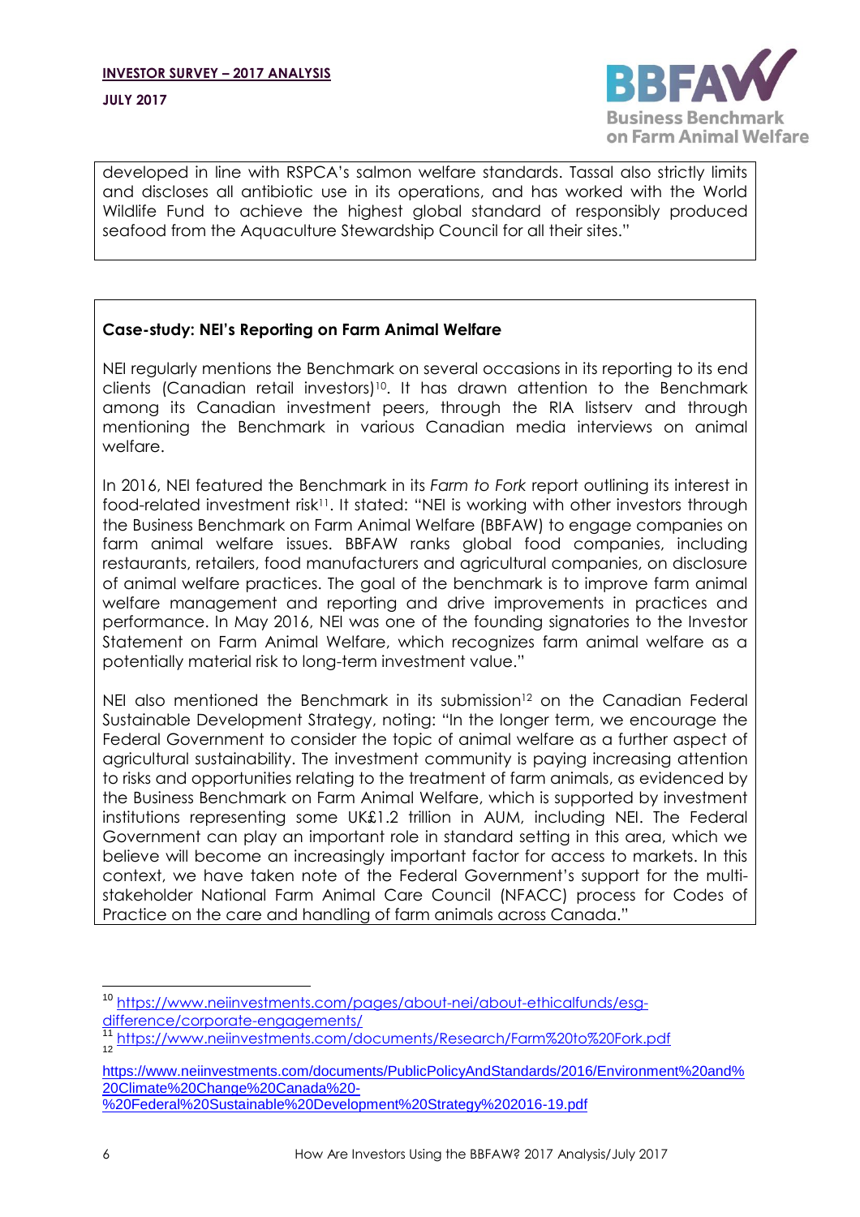developed in line with RSPCA's salmon welfare standards. Tassal also strictly limits and discloses all antibiotic use in its operations, and has worked with the World Wildlife Fund to achieve the highest global standard of responsibly produced seafood from the Aquaculture Stewardship Council for all their sites."

**Case-study: NEI's Reporting on Farm Animal Welfare**

NEI regularly mentions the Benchmark on several occasions in its reporting to its end clients (Canadian retail investors)[10]. It has drawn attention to the Benchmark among its Canadian investment peers, through the RIA listserv and through mentioning the Benchmark in various Canadian media interviews on animal welfare.

In 2016, NEI featured the Benchmark in its *Farm to Fork* report outlining its interest in food-related investment risk[11]. It stated: "NEI is working with other investors through the Business Benchmark on Farm Animal Welfare (BBFAW) to engage companies on farm animal welfare issues. BBFAW ranks global food companies, including restaurants, retailers, food manufacturers and agricultural companies, on disclosure of animal welfare practices. The goal of the benchmark is to improve farm animal welfare management and reporting and drive improvements in practices and performance. In May 2016, NEI was one of the founding signatories to the Investor Statement on Farm Animal Welfare, which recognizes farm animal welfare as a potentially material risk to long-term investment value."

NEI also mentioned the Benchmark in its submission[12] on the Canadian Federal Sustainable Development Strategy, noting: "In the longer term, we encourage the Federal Government to consider the topic of animal welfare as a further aspect of agricultural sustainability. The investment community is paying increasing attention to risks and opportunities relating to the treatment of farm animals, as evidenced by the Business Benchmark on Farm Animal Welfare, which is supported by investment institutions representing some UK£1.2 trillion in AUM, including NEI. The Federal Government can play an important role in standard setting in this area, which we believe will become an increasingly important factor for access to markets. In this context, we have taken note of the Federal Government's support for the multi-stakeholder National Farm Animal Care Council (NFACC) process for Codes of Practice on the care and handling of farm animals across Canada."

---

[10] https://www.neiinvestments.com/pages/about-nei/about-ethicalfunds/esg-difference/corporate-engagements/

[11] https://www.neiinvestments.com/documents/Research/Farm%20to%20Fork.pdf

[12] https://www.neiinvestments.com/documents/PublicPolicyAndStandards/2016/Environment%20and%20Climate%20Change%20Canada%20-%20Federal%20Sustainable%20Development%20Strategy%202016-19.pdf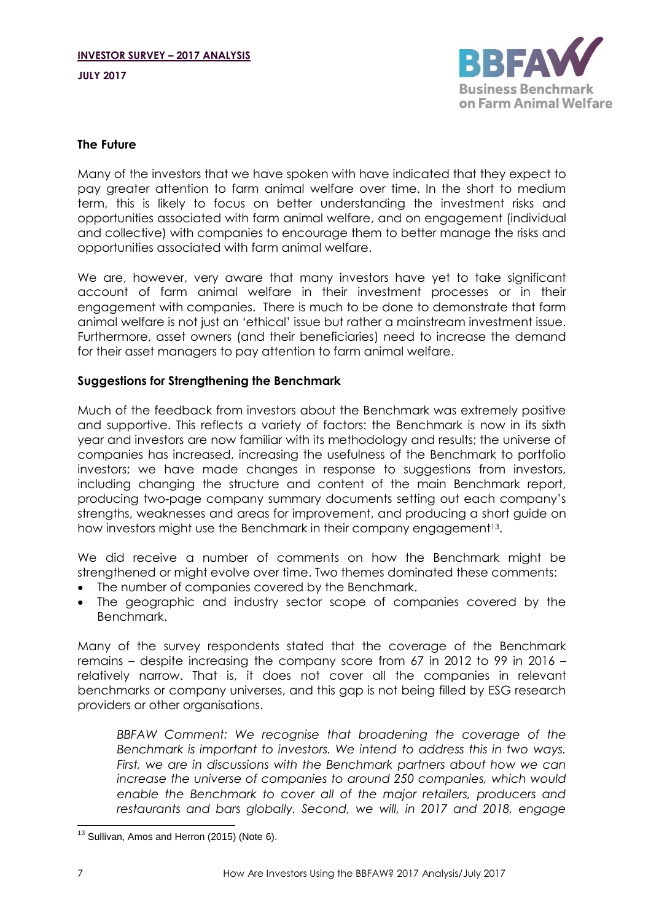## The Future

Many of the investors that we have spoken with have indicated that they expect to pay greater attention to farm animal welfare over time. In the short to medium term, this is likely to focus on better understanding the investment risks and opportunities associated with farm animal welfare, and on engagement (individual and collective) with companies to encourage them to better manage the risks and opportunities associated with farm animal welfare.

We are, however, very aware that many investors have yet to take significant account of farm animal welfare in their investment processes or in their engagement with companies. There is much to be done to demonstrate that farm animal welfare is not just an 'ethical' issue but rather a mainstream investment issue. Furthermore, asset owners (and their beneficiaries) need to increase the demand for their asset managers to pay attention to farm animal welfare.

## Suggestions for Strengthening the Benchmark

Much of the feedback from investors about the Benchmark was extremely positive and supportive. This reflects a variety of factors: the Benchmark is now in its sixth year and investors are now familiar with its methodology and results; the universe of companies has increased, increasing the usefulness of the Benchmark to portfolio investors; we have made changes in response to suggestions from investors, including changing the structure and content of the main Benchmark report, producing two-page company summary documents setting out each company's strengths, weaknesses and areas for improvement, and producing a short guide on how investors might use the Benchmark in their company engagement[13].

We did receive a number of comments on how the Benchmark might be strengthened or might evolve over time. Two themes dominated these comments:

- The number of companies covered by the Benchmark.
- The geographic and industry sector scope of companies covered by the Benchmark.

Many of the survey respondents stated that the coverage of the Benchmark remains – despite increasing the company score from 67 in 2012 to 99 in 2016 – relatively narrow. That is, it does not cover all the companies in relevant benchmarks or company universes, and this gap is not being filled by ESG research providers or other organisations.

> *BBFAW Comment: We recognise that broadening the coverage of the Benchmark is important to investors. We intend to address this in two ways. First, we are in discussions with the Benchmark partners about how we can increase the universe of companies to around 250 companies, which would enable the Benchmark to cover all of the major retailers, producers and restaurants and bars globally. Second, we will, in 2017 and 2018, engage*

[13] Sullivan, Amos and Herron (2015) (Note 6).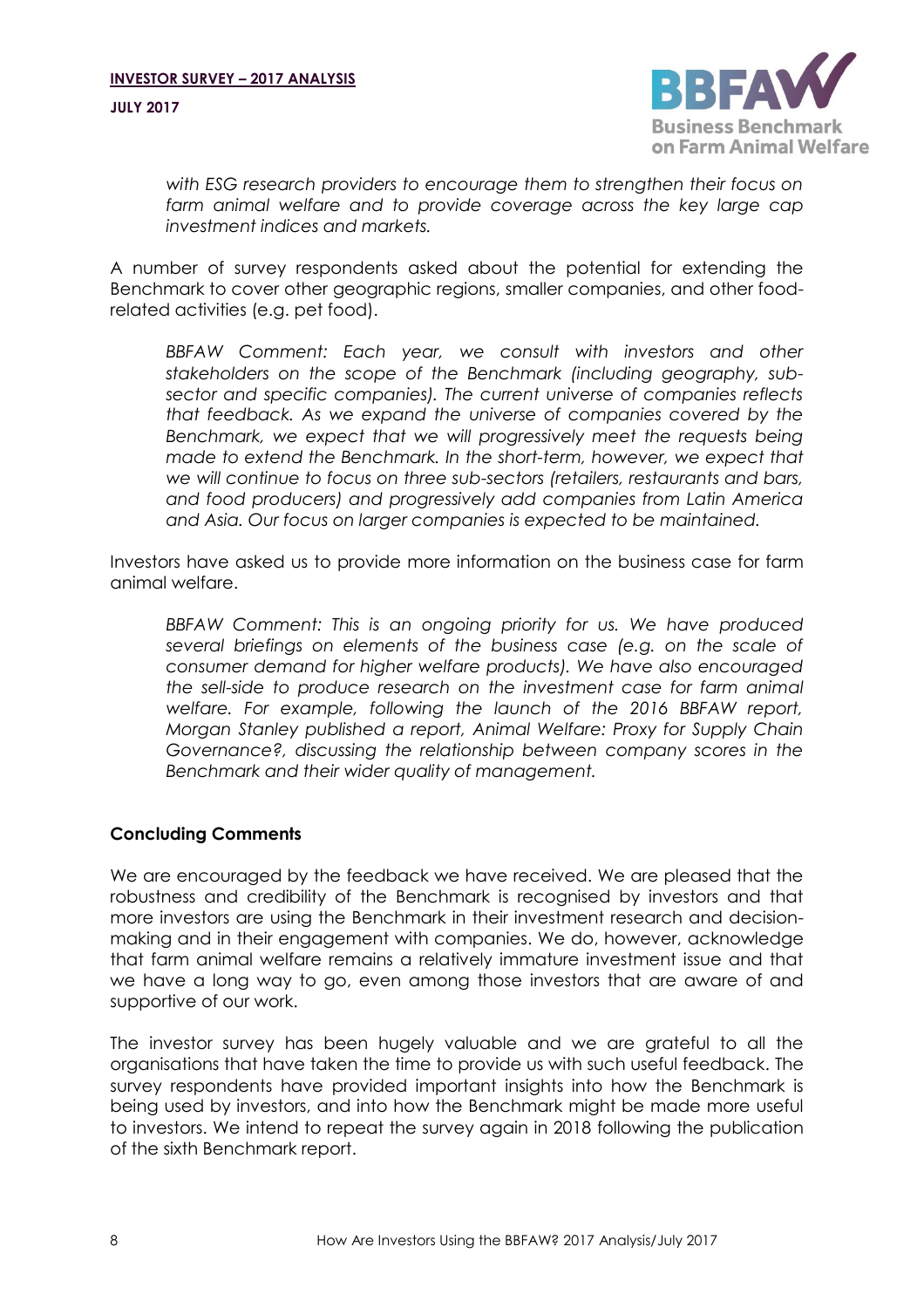*with ESG research providers to encourage them to strengthen their focus on farm animal welfare and to provide coverage across the key large cap investment indices and markets.*

A number of survey respondents asked about the potential for extending the Benchmark to cover other geographic regions, smaller companies, and other food-related activities (e.g. pet food).

> *BBFAW Comment: Each year, we consult with investors and other stakeholders on the scope of the Benchmark (including geography, sub-sector and specific companies). The current universe of companies reflects that feedback. As we expand the universe of companies covered by the Benchmark, we expect that we will progressively meet the requests being made to extend the Benchmark. In the short-term, however, we expect that we will continue to focus on three sub-sectors (retailers, restaurants and bars, and food producers) and progressively add companies from Latin America and Asia. Our focus on larger companies is expected to be maintained.*

Investors have asked us to provide more information on the business case for farm animal welfare.

> *BBFAW Comment: This is an ongoing priority for us. We have produced several briefings on elements of the business case (e.g. on the scale of consumer demand for higher welfare products). We have also encouraged the sell-side to produce research on the investment case for farm animal welfare. For example, following the launch of the 2016 BBFAW report, Morgan Stanley published a report, Animal Welfare: Proxy for Supply Chain Governance?, discussing the relationship between company scores in the Benchmark and their wider quality of management.*

**Concluding Comments**

We are encouraged by the feedback we have received. We are pleased that the robustness and credibility of the Benchmark is recognised by investors and that more investors are using the Benchmark in their investment research and decision-making and in their engagement with companies. We do, however, acknowledge that farm animal welfare remains a relatively immature investment issue and that we have a long way to go, even among those investors that are aware of and supportive of our work.

The investor survey has been hugely valuable and we are grateful to all the organisations that have taken the time to provide us with such useful feedback. The survey respondents have provided important insights into how the Benchmark is being used by investors, and into how the Benchmark might be made more useful to investors. We intend to repeat the survey again in 2018 following the publication of the sixth Benchmark report.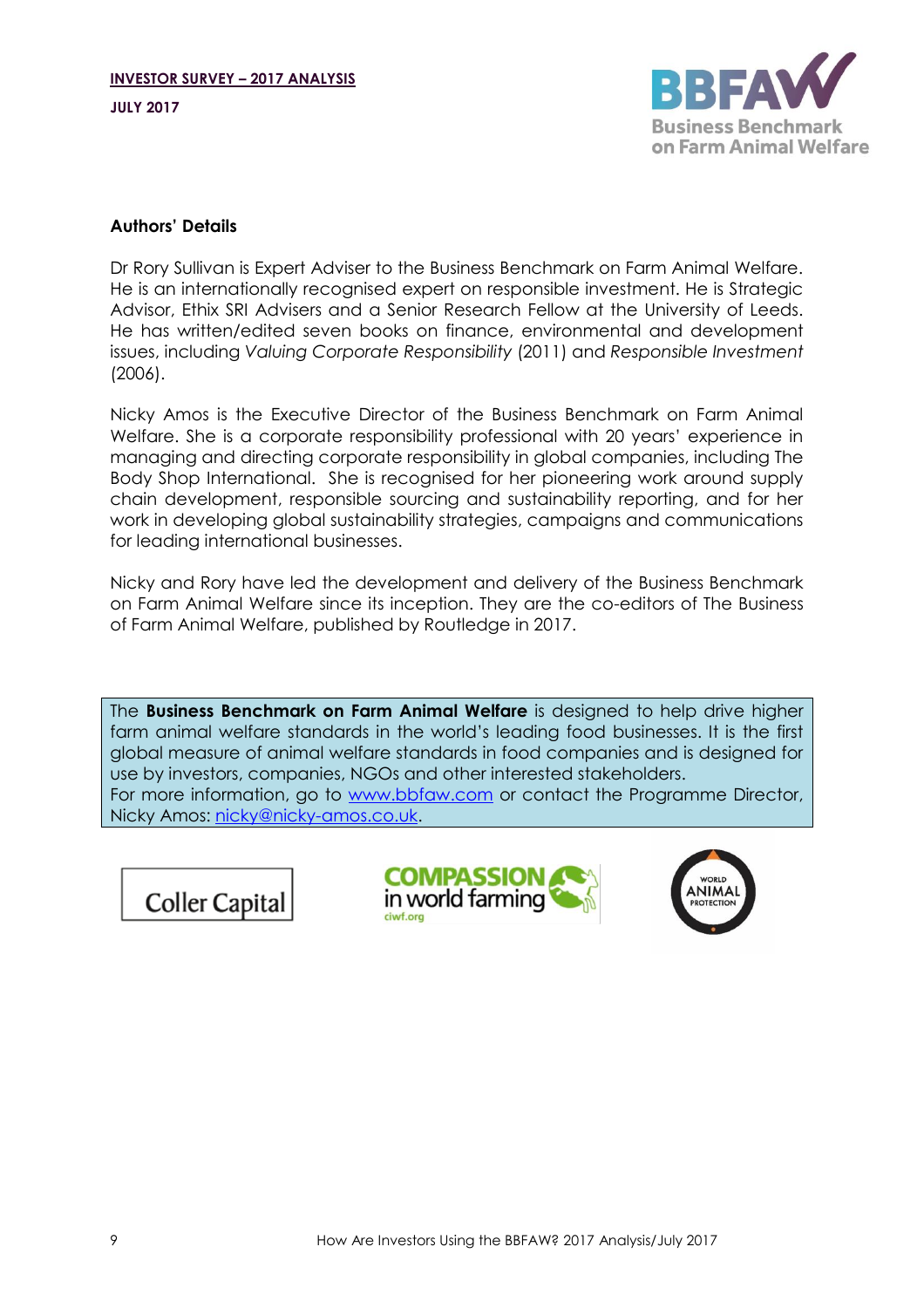### Authors' Details

Dr Rory Sullivan is Expert Adviser to the Business Benchmark on Farm Animal Welfare. He is an internationally recognised expert on responsible investment. He is Strategic Advisor, Ethix SRI Advisers and a Senior Research Fellow at the University of Leeds. He has written/edited seven books on finance, environmental and development issues, including *Valuing Corporate Responsibility* (2011) and *Responsible Investment* (2006).

Nicky Amos is the Executive Director of the Business Benchmark on Farm Animal Welfare. She is a corporate responsibility professional with 20 years' experience in managing and directing corporate responsibility in global companies, including The Body Shop International. She is recognised for her pioneering work around supply chain development, responsible sourcing and sustainability reporting, and for her work in developing global sustainability strategies, campaigns and communications for leading international businesses.

Nicky and Rory have led the development and delivery of the Business Benchmark on Farm Animal Welfare since its inception. They are the co-editors of The Business of Farm Animal Welfare, published by Routledge in 2017.

The **Business Benchmark on Farm Animal Welfare** is designed to help drive higher farm animal welfare standards in the world's leading food businesses. It is the first global measure of animal welfare standards in food companies and is designed for use by investors, companies, NGOs and other interested stakeholders.
For more information, go to www.bbfaw.com or contact the Programme Director, Nicky Amos: nicky@nicky-amos.co.uk.

Coller Capital

COMPASSION in world farming ciwf.org

WORLD ANIMAL PROTECTION